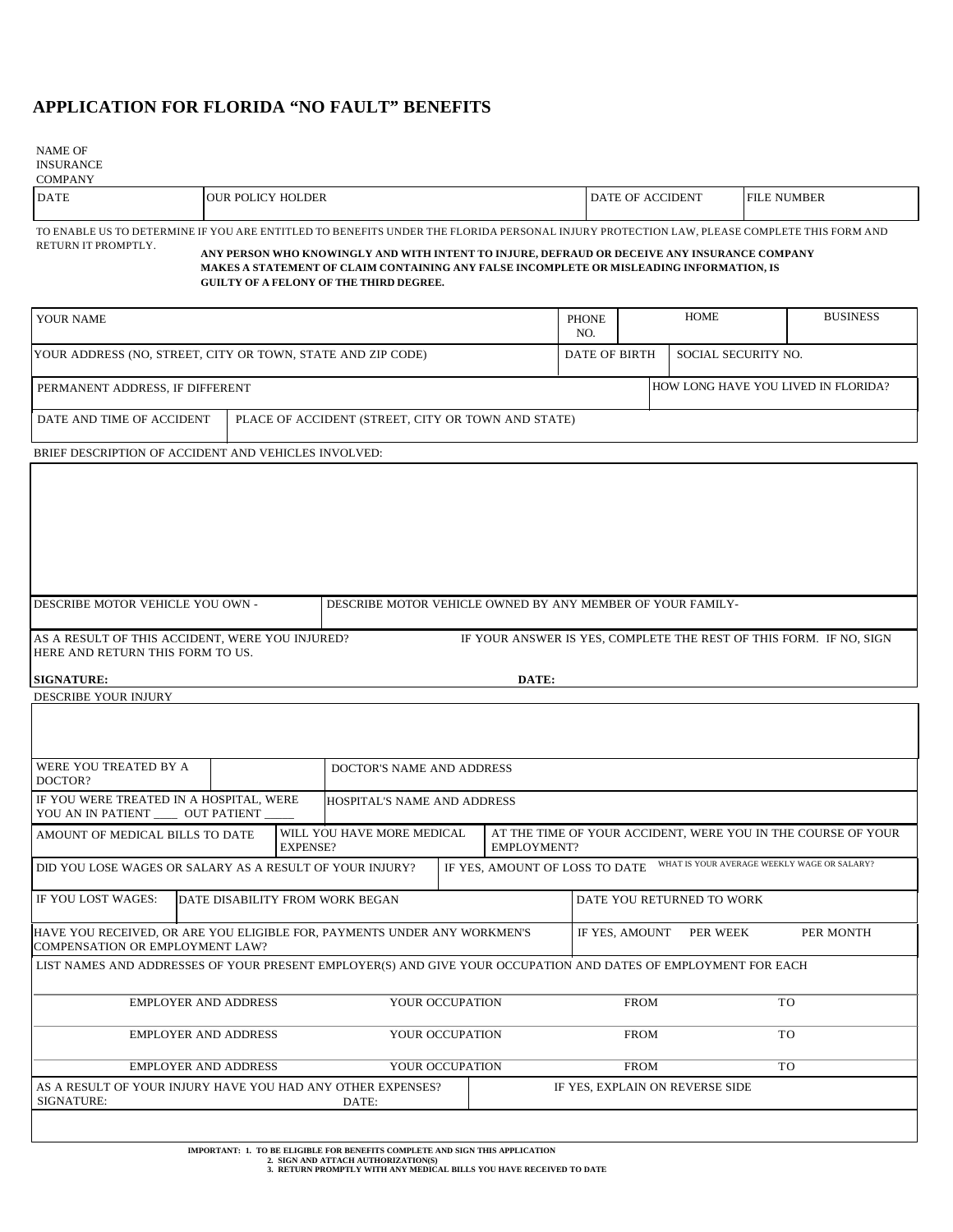# APPLICATION FOR FLORIDA "NO FAULT" BENEFITS

NAME OF INSURANCE COMPANY

| DATE | OUR POLICY HOLDER | DATE OF ACCIDENT | FILE NUMBER |
|---|---|---|---|

TO ENABLE US TO DETERMINE IF YOU ARE ENTITLED TO BENEFITS UNDER THE FLORIDA PERSONAL INJURY PROTECTION LAW, PLEASE COMPLETE THIS FORM AND RETURN IT PROMPTLY.

**ANY PERSON WHO KNOWINGLY AND WITH INTENT TO INJURE, DEFRAUD OR DECEIVE ANY INSURANCE COMPANY MAKES A STATEMENT OF CLAIM CONTAINING ANY FALSE INCOMPLETE OR MISLEADING INFORMATION, IS GUILTY OF A FELONY OF THE THIRD DEGREE.**

| YOUR NAME | PHONE NO. | HOME | BUSINESS |
|---|---|---|---|
| YOUR ADDRESS (NO, STREET, CITY OR TOWN, STATE AND ZIP CODE) | DATE OF BIRTH | SOCIAL SECURITY NO. | |
| PERMANENT ADDRESS, IF DIFFERENT | | HOW LONG HAVE YOU LIVED IN FLORIDA? | |
| DATE AND TIME OF ACCIDENT | PLACE OF ACCIDENT (STREET, CITY OR TOWN AND STATE) | | |

BRIEF DESCRIPTION OF ACCIDENT AND VEHICLES INVOLVED:

| DESCRIBE MOTOR VEHICLE YOU OWN - | DESCRIBE MOTOR VEHICLE OWNED BY ANY MEMBER OF YOUR FAMILY- |
|---|---|

AS A RESULT OF THIS ACCIDENT, WERE YOU INJURED? IF YOUR ANSWER IS YES, COMPLETE THE REST OF THIS FORM. IF NO, SIGN HERE AND RETURN THIS FORM TO US.

**SIGNATURE:** **DATE:**

DESCRIBE YOUR INJURY

| WERE YOU TREATED BY A DOCTOR? | | DOCTOR'S NAME AND ADDRESS |
|---|---|---|
| IF YOU WERE TREATED IN A HOSPITAL, WERE YOU AN IN PATIENT ____ OUT PATIENT _____ | | HOSPITAL'S NAME AND ADDRESS |

| AMOUNT OF MEDICAL BILLS TO DATE | WILL YOU HAVE MORE MEDICAL EXPENSE? | AT THE TIME OF YOUR ACCIDENT, WERE YOU IN THE COURSE OF YOUR EMPLOYMENT? |
|---|---|---|

| DID YOU LOSE WAGES OR SALARY AS A RESULT OF YOUR INJURY? | IF YES, AMOUNT OF LOSS TO DATE | WHAT IS YOUR AVERAGE WEEKLY WAGE OR SALARY? |
|---|---|---|
| IF YOU LOST WAGES: | DATE DISABILITY FROM WORK BEGAN | DATE YOU RETURNED TO WORK |

| HAVE YOU RECEIVED, OR ARE YOU ELIGIBLE FOR, PAYMENTS UNDER ANY WORKMEN'S COMPENSATION OR EMPLOYMENT LAW? | IF YES, AMOUNT | PER WEEK | PER MONTH |
|---|---|---|---|

LIST NAMES AND ADDRESSES OF YOUR PRESENT EMPLOYER(S) AND GIVE YOUR OCCUPATION AND DATES OF EMPLOYMENT FOR EACH

| EMPLOYER AND ADDRESS | YOUR OCCUPATION | FROM | TO |
|---|---|---|---|
| EMPLOYER AND ADDRESS | YOUR OCCUPATION | FROM | TO |
| EMPLOYER AND ADDRESS | YOUR OCCUPATION | FROM | TO |

| AS A RESULT OF YOUR INJURY HAVE YOU HAD ANY OTHER EXPENSES? | IF YES, EXPLAIN ON REVERSE SIDE |
|---|---|

SIGNATURE: DATE:

**IMPORTANT: 1. TO BE ELIGIBLE FOR BENEFITS COMPLETE AND SIGN THIS APPLICATION**
**2. SIGN AND ATTACH AUTHORIZATION(S)**
**3. RETURN PROMPTLY WITH ANY MEDICAL BILLS YOU HAVE RECEIVED TO DATE**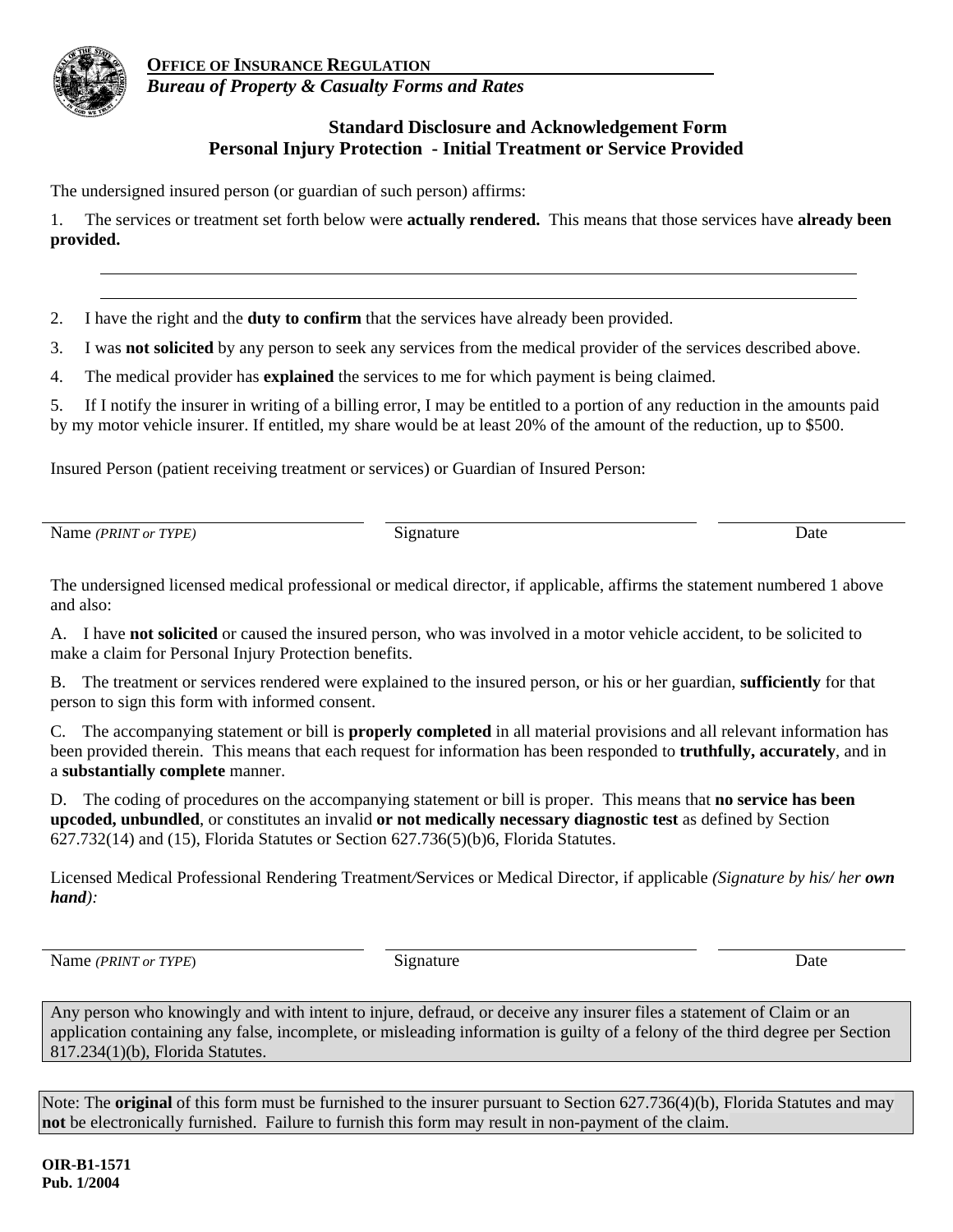**OFFICE OF INSURANCE REGULATION**
*Bureau of Property & Casualty Forms and Rates*

## Standard Disclosure and Acknowledgement Form
## Personal Injury Protection - Initial Treatment or Service Provided

The undersigned insured person (or guardian of such person) affirms:

1. The services or treatment set forth below were **actually rendered.** This means that those services have **already been provided.**

____________________________________________________________________

____________________________________________________________________

2. I have the right and the **duty to confirm** that the services have already been provided.
3. I was **not solicited** by any person to seek any services from the medical provider of the services described above.
4. The medical provider has **explained** the services to me for which payment is being claimed.
5. If I notify the insurer in writing of a billing error, I may be entitled to a portion of any reduction in the amounts paid by my motor vehicle insurer. If entitled, my share would be at least 20% of the amount of the reduction, up to $500.

Insured Person (patient receiving treatment or services) or Guardian of Insured Person:

| | | |
|---|---|---|
| Name *(PRINT or TYPE)* | Signature | Date |

The undersigned licensed medical professional or medical director, if applicable, affirms the statement numbered 1 above and also:

A. I have **not solicited** or caused the insured person, who was involved in a motor vehicle accident, to be solicited to make a claim for Personal Injury Protection benefits.

B. The treatment or services rendered were explained to the insured person, or his or her guardian, **sufficiently** for that person to sign this form with informed consent.

C. The accompanying statement or bill is **properly completed** in all material provisions and all relevant information has been provided therein. This means that each request for information has been responded to **truthfully, accurately**, and in a **substantially complete** manner.

D. The coding of procedures on the accompanying statement or bill is proper. This means that **no service has been upcoded, unbundled**, or constitutes an invalid **or not medically necessary diagnostic test** as defined by Section 627.732(14) and (15), Florida Statutes or Section 627.736(5)(b)6, Florida Statutes.

Licensed Medical Professional Rendering Treatment/Services or Medical Director, if applicable *(Signature by his/ her **own hand**):*

| | | |
|---|---|---|
| Name *(PRINT or TYPE)* | Signature | Date |

Any person who knowingly and with intent to injure, defraud, or deceive any insurer files a statement of Claim or an application containing any false, incomplete, or misleading information is guilty of a felony of the third degree per Section 817.234(1)(b), Florida Statutes.

Note: The **original** of this form must be furnished to the insurer pursuant to Section 627.736(4)(b), Florida Statutes and may **not** be electronically furnished. Failure to furnish this form may result in non-payment of the claim.

**OIR-B1-1571**
**Pub. 1/2004**